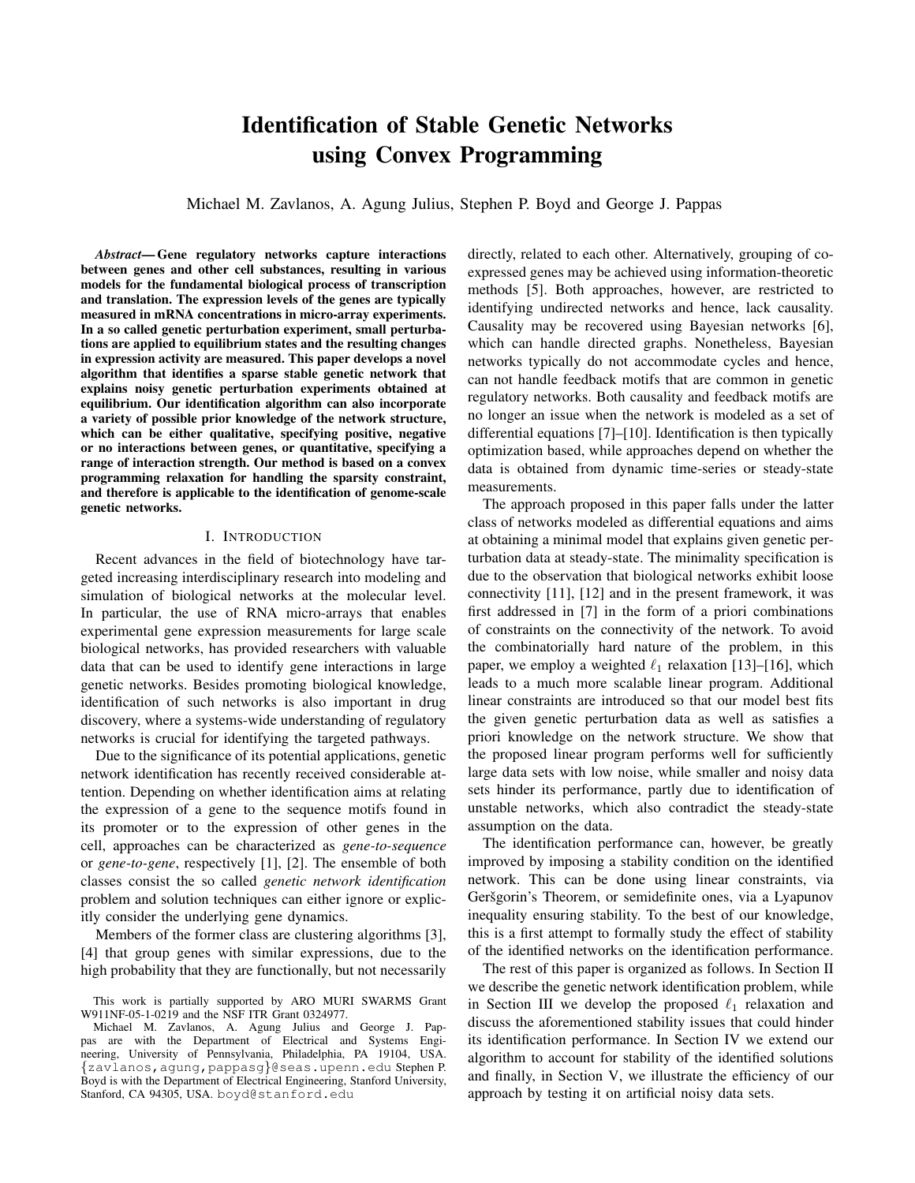# Identification of Stable Genetic Networks using Convex Programming

Michael M. Zavlanos, A. Agung Julius, Stephen P. Boyd and George J. Pappas

***Abstract*— Gene regulatory networks capture interactions between genes and other cell substances, resulting in various models for the fundamental biological process of transcription and translation. The expression levels of the genes are typically measured in mRNA concentrations in micro-array experiments. In a so called genetic perturbation experiment, small perturbations are applied to equilibrium states and the resulting changes in expression activity are measured. This paper develops a novel algorithm that identifies a sparse stable genetic network that explains noisy genetic perturbation experiments obtained at equilibrium. Our identification algorithm can also incorporate a variety of possible prior knowledge of the network structure, which can be either qualitative, specifying positive, negative or no interactions between genes, or quantitative, specifying a range of interaction strength. Our method is based on a convex programming relaxation for handling the sparsity constraint, and therefore is applicable to the identification of genome-scale genetic networks.**

## I. Introduction

Recent advances in the field of biotechnology have targeted increasing interdisciplinary research into modeling and simulation of biological networks at the molecular level. In particular, the use of RNA micro-arrays that enables experimental gene expression measurements for large scale biological networks, has provided researchers with valuable data that can be used to identify gene interactions in large genetic networks. Besides promoting biological knowledge, identification of such networks is also important in drug discovery, where a systems-wide understanding of regulatory networks is crucial for identifying the targeted pathways.

Due to the significance of its potential applications, genetic network identification has recently received considerable attention. Depending on whether identification aims at relating the expression of a gene to the sequence motifs found in its promoter or to the expression of other genes in the cell, approaches can be characterized as *gene-to-sequence* or *gene-to-gene*, respectively [1], [2]. The ensemble of both classes consist the so called *genetic network identification* problem and solution techniques can either ignore or explicitly consider the underlying gene dynamics.

Members of the former class are clustering algorithms [3], [4] that group genes with similar expressions, due to the high probability that they are functionally, but not necessarily directly, related to each other. Alternatively, grouping of co-expressed genes may be achieved using information-theoretic methods [5]. Both approaches, however, are restricted to identifying undirected networks and hence, lack causality. Causality may be recovered using Bayesian networks [6], which can handle directed graphs. Nonetheless, Bayesian networks typically do not accommodate cycles and hence, can not handle feedback motifs that are common in genetic regulatory networks. Both causality and feedback motifs are no longer an issue when the network is modeled as a set of differential equations [7]–[10]. Identification is then typically optimization based, while approaches depend on whether the data is obtained from dynamic time-series or steady-state measurements.

The approach proposed in this paper falls under the latter class of networks modeled as differential equations and aims at obtaining a minimal model that explains given genetic perturbation data at steady-state. The minimality specification is due to the observation that biological networks exhibit loose connectivity [11], [12] and in the present framework, it was first addressed in [7] in the form of a priori combinations of constraints on the connectivity of the network. To avoid the combinatorially hard nature of the problem, in this paper, we employ a weighted $\ell_1$ relaxation [13]–[16], which leads to a much more scalable linear program. Additional linear constraints are introduced so that our model best fits the given genetic perturbation data as well as satisfies a priori knowledge on the network structure. We show that the proposed linear program performs well for sufficiently large data sets with low noise, while smaller and noisy data sets hinder its performance, partly due to identification of unstable networks, which also contradict the steady-state assumption on the data.

The identification performance can, however, be greatly improved by imposing a stability condition on the identified network. This can be done using linear constraints, via Geršgorin's Theorem, or semidefinite ones, via a Lyapunov inequality ensuring stability. To the best of our knowledge, this is a first attempt to formally study the effect of stability of the identified networks on the identification performance.

The rest of this paper is organized as follows. In Section II we describe the genetic network identification problem, while in Section III we develop the proposed $\ell_1$ relaxation and discuss the aforementioned stability issues that could hinder its identification performance. In Section IV we extend our algorithm to account for stability of the identified solutions and finally, in Section V, we illustrate the efficiency of our approach by testing it on artificial noisy data sets.

This work is partially supported by ARO MURI SWARMS Grant W911NF-05-1-0219 and the NSF ITR Grant 0324977.

Michael M. Zavlanos, A. Agung Julius and George J. Pappas are with the Department of Electrical and Systems Engineering, University of Pennsylvania, Philadelphia, PA 19104, USA. {zavlanos,agung,pappasg}@seas.upenn.edu Stephen P. Boyd is with the Department of Electrical Engineering, Stanford University, Stanford, CA 94305, USA. boyd@stanford.edu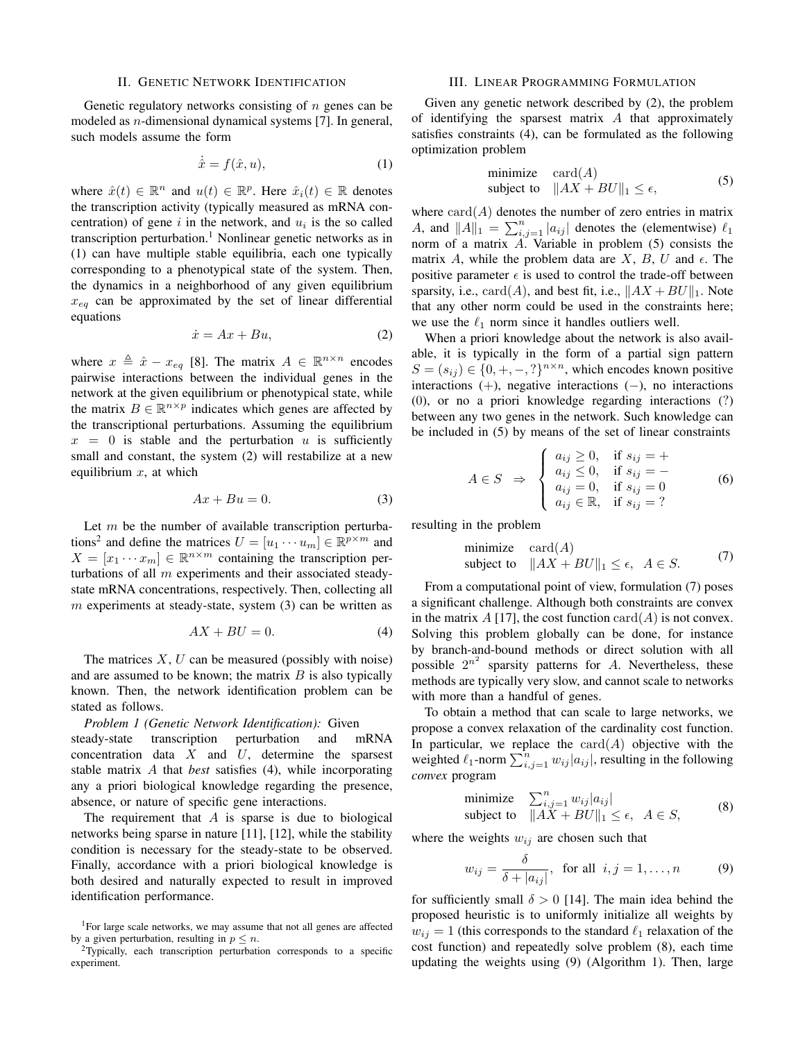## II. Genetic Network Identification

Genetic regulatory networks consisting of $n$ genes can be modeled as $n$-dimensional dynamical systems [7]. In general, such models assume the form

$$\dot{\hat{x}} = f(\hat{x}, u), \tag{1}$$

where $\hat{x}(t) \in \mathbb{R}^n$ and $u(t) \in \mathbb{R}^p$. Here $\hat{x}_i(t) \in \mathbb{R}$ denotes the transcription activity (typically measured as mRNA concentration) of gene $i$ in the network, and $u_i$ is the so called transcription perturbation.[1] Nonlinear genetic networks as in (1) can have multiple stable equilibria, each one typically corresponding to a phenotypical state of the system. Then, the dynamics in a neighborhood of any given equilibrium $x_{eq}$ can be approximated by the set of linear differential equations

$$\dot{x} = Ax + Bu, \tag{2}$$

where $x \triangleq \hat{x} - x_{eq}$ [8]. The matrix $A \in \mathbb{R}^{n\times n}$ encodes pairwise interactions between the individual genes in the network at the given equilibrium or phenotypical state, while the matrix $B \in \mathbb{R}^{n\times p}$ indicates which genes are affected by the transcriptional perturbations. Assuming the equilibrium $x = 0$ is stable and the perturbation $u$ is sufficiently small and constant, the system (2) will restabilize at a new equilibrium $x$, at which

$$Ax + Bu = 0. \tag{3}$$

Let $m$ be the number of available transcription perturbations[2] and define the matrices $U = [u_1 \cdots u_m] \in \mathbb{R}^{p\times m}$ and $X = [x_1 \cdots x_m] \in \mathbb{R}^{n\times m}$ containing the transcription perturbations of all $m$ experiments and their associated steady-state mRNA concentrations, respectively. Then, collecting all $m$ experiments at steady-state, system (3) can be written as

$$AX + BU = 0. \tag{4}$$

The matrices $X$, $U$ can be measured (possibly with noise) and are assumed to be known; the matrix $B$ is also typically known. Then, the network identification problem can be stated as follows.

*Problem 1 (Genetic Network Identification):* Given steady-state transcription perturbation and mRNA concentration data $X$ and $U$, determine the sparsest stable matrix $A$ that *best* satisfies (4), while incorporating any a priori biological knowledge regarding the presence, absence, or nature of specific gene interactions.

The requirement that $A$ is sparse is due to biological networks being sparse in nature [11], [12], while the stability condition is necessary for the steady-state to be observed. Finally, accordance with a priori biological knowledge is both desired and naturally expected to result in improved identification performance.

[1] For large scale networks, we may assume that not all genes are affected by a given perturbation, resulting in $p \leq n$.

[2] Typically, each transcription perturbation corresponds to a specific experiment.

## III. Linear Programming Formulation

Given any genetic network described by (2), the problem of identifying the sparsest matrix $A$ that approximately satisfies constraints (4), can be formulated as the following optimization problem

$$\begin{array}{ll} \text{minimize} & \mathbf{card}(A) \\ \text{subject to} & \|AX + BU\|_1 \leq \epsilon, \end{array} \tag{5}$$

where $\mathbf{card}(A)$ denotes the number of zero entries in matrix $A$, and $\|A\|_1 = \sum_{i,j=1}^n |a_{ij}|$ denotes the (elementwise) $\ell_1$ norm of a matrix $A$. Variable in problem (5) consists the matrix $A$, while the problem data are $X$, $B$, $U$ and $\epsilon$. The positive parameter $\epsilon$ is used to control the trade-off between sparsity, i.e., $\mathbf{card}(A)$, and best fit, i.e., $\|AX + BU\|_1$. Note that any other norm could be used in the constraints here; we use the $\ell_1$ norm since it handles outliers well.

When a priori knowledge about the network is also available, it is typically in the form of a partial sign pattern $S = (s_{ij}) \in \{0, +, -, ?\}^{n\times n}$, which encodes known positive interactions $(+)$, negative interactions $(-)$, no interactions $(0)$, or no a priori knowledge regarding interactions $(?)$ between any two genes in the network. Such knowledge can be included in (5) by means of the set of linear constraints

$$A \in S \;\; \Rightarrow \;\; \left\{ \begin{array}{ll} a_{ij} \geq 0, & \text{if } s_{ij} = + \\ a_{ij} \leq 0, & \text{if } s_{ij} = - \\ a_{ij} = 0, & \text{if } s_{ij} = 0 \\ a_{ij} \in \mathbb{R}, & \text{if } s_{ij} = \,? \end{array} \right. \tag{6}$$

resulting in the problem

$$\begin{array}{ll} \text{minimize} & \mathbf{card}(A) \\ \text{subject to} & \|AX + BU\|_1 \leq \epsilon, \;\; A \in S. \end{array} \tag{7}$$

From a computational point of view, formulation (7) poses a significant challenge. Although both constraints are convex in the matrix $A$ [17], the cost function $\mathbf{card}(A)$ is not convex. Solving this problem globally can be done, for instance by branch-and-bound methods or direct solution with all possible $2^{n^2}$ sparsity patterns for $A$. Nevertheless, these methods are typically very slow, and cannot scale to networks with more than a handful of genes.

To obtain a method that can scale to large networks, we propose a convex relaxation of the cardinality cost function. In particular, we replace the $\mathbf{card}(A)$ objective with the weighted $\ell_1$-norm $\sum_{i,j=1}^n w_{ij}|a_{ij}|$, resulting in the following *convex* program

$$\begin{array}{ll} \text{minimize} & \sum_{i,j=1}^n w_{ij}|a_{ij}| \\ \text{subject to} & \|AX + BU\|_1 \leq \epsilon, \;\; A \in S, \end{array} \tag{8}$$

where the weights $w_{ij}$ are chosen such that

$$w_{ij} = \frac{\delta}{\delta + |a_{ij}|}, \;\; \text{for all} \;\; i, j = 1, \ldots, n \tag{9}$$

for sufficiently small $\delta > 0$ [14]. The main idea behind the proposed heuristic is to uniformly initialize all weights by $w_{ij} = 1$ (this corresponds to the standard $\ell_1$ relaxation of the cost function) and repeatedly solve problem (8), each time updating the weights using (9) (Algorithm 1). Then, large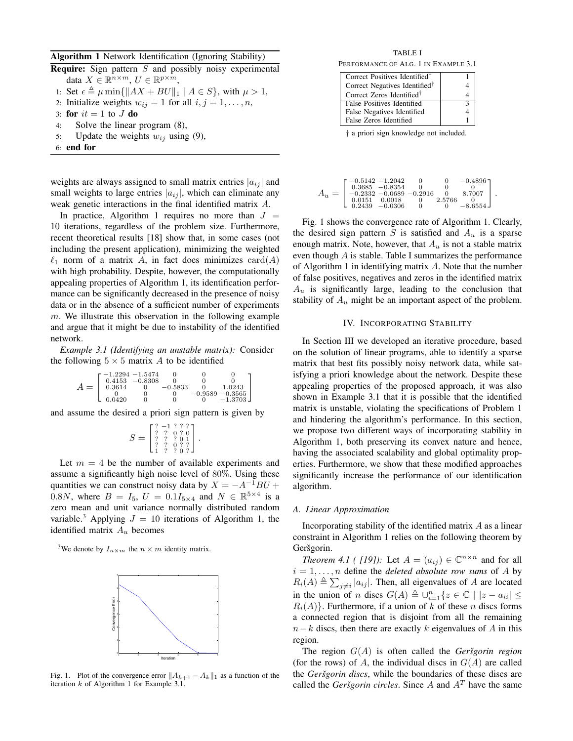**Algorithm 1** Network Identification (Ignoring Stability)

**Require:** Sign pattern $S$ and possibly noisy experimental data $X \in \mathbb{R}^{n\times m}$, $U \in \mathbb{R}^{p\times m}$,

1: Set $\epsilon \triangleq \mu \min\{\|AX + BU\|_1 \mid A \in S\}$, with $\mu > 1$,
2: Initialize weights $w_{ij} = 1$ for all $i, j = 1, \ldots, n$,
3: **for** $it = 1$ to $J$ **do**
4: Solve the linear program (8),
5: Update the weights $w_{ij}$ using (9),
6: **end for**

weights are always assigned to small matrix entries $|a_{ij}|$ and small weights to large entries $|a_{ij}|$, which can eliminate any weak genetic interactions in the final identified matrix $A$.

In practice, Algorithm 1 requires no more than $J = 10$ iterations, regardless of the problem size. Furthermore, recent theoretical results [18] show that, in some cases (not including the present application), minimizing the weighted $\ell_1$ norm of a matrix $A$, in fact does minimizes $\text{card}(A)$ with high probability. Despite, however, the computationally appealing properties of Algorithm 1, its identification performance can be significantly decreased in the presence of noisy data or in the absence of a sufficient number of experiments $m$. We illustrate this observation in the following example and argue that it might be due to instability of the identified network.

*Example 3.1 (Identifying an unstable matrix):* Consider the following $5 \times 5$ matrix $A$ to be identified

$$A = \begin{bmatrix} -1.2294 & -1.5474 & 0 & 0 & 0 \\ 0.4153 & -0.8308 & 0 & 0 & 0 \\ 0.3614 & 0 & -0.5833 & 0 & 1.0243 \\ 0 & 0 & 0 & -0.9589 & -0.3565 \\ 0.0420 & 0 & 0 & 0 & -1.3703 \end{bmatrix}$$

and assume the desired a priori sign pattern is given by

$$S = \begin{bmatrix} ? & -1 & ? & ? & ? \\ ? & ? & 0 & ? & 0 \\ ? & ? & ? & 0 & 1 \\ ? & ? & 0 & ? & ? \\ 1 & ? & ? & 0 & ? \end{bmatrix}.$$

Let $m = 4$ be the number of available experiments and assume a significantly high noise level of 80%. Using these quantities we can construct noisy data by $X = -A^{-1}BU + 0.8N$, where $B = I_5$, $U = 0.1I_{5\times 4}$ and $N \in \mathbb{R}^{5\times 4}$ is a zero mean and unit variance normally distributed random variable.[3] Applying $J = 10$ iterations of Algorithm 1, the identified matrix $A_u$ becomes

[3]We denote by $I_{n\times m}$ the $n \times m$ identity matrix.

Fig. 1. Plot of the convergence error $\|A_{k+1} - A_k\|_1$ as a function of the iteration $k$ of Algorithm 1 for Example 3.1.

TABLE I

PERFORMANCE OF ALG. 1 IN EXAMPLE 3.1

| | |
|---|---|
| Correct Positives Identified† | 1 |
| Correct Negatives Identified† | 4 |
| Correct Zeros Identified† | 4 |
| False Positives Identified | 3 |
| False Negatives Identified | 4 |
| False Zeros Identified | 1 |

† a priori sign knowledge not included.

$$A_u = \begin{bmatrix} -0.5142 & -1.2042 & 0 & 0 & -0.4896 \\ 0.3685 & -0.8354 & 0 & 0 & 0 \\ -0.2332 & -0.0689 & -0.2916 & 0 & 8.7007 \\ 0.0151 & 0.0018 & 0 & 2.5766 & 0 \\ 0.2439 & -0.0306 & 0 & 0 & -8.6554 \end{bmatrix}.$$

Fig. 1 shows the convergence rate of Algorithm 1. Clearly, the desired sign pattern $S$ is satisfied and $A_u$ is a sparse enough matrix. Note, however, that $A_u$ is not a stable matrix even though $A$ is stable. Table I summarizes the performance of Algorithm 1 in identifying matrix $A$. Note that the number of false positives, negatives and zeros in the identified matrix $A_u$ is significantly large, leading to the conclusion that stability of $A_u$ might be an important aspect of the problem.

## IV. Incorporating Stability

In Section III we developed an iterative procedure, based on the solution of linear programs, able to identify a sparse matrix that best fits possibly noisy network data, while satisfying a priori knowledge about the network. Despite these appealing properties of the proposed approach, it was also shown in Example 3.1 that it is possible that the identified matrix is unstable, violating the specifications of Problem 1 and hindering the algorithm's performance. In this section, we propose two different ways of incorporating stability in Algorithm 1, both preserving its convex nature and hence, having the associated scalability and global optimality properties. Furthermore, we show that these modified approaches significantly increase the performance of our identification algorithm.

### A. Linear Approximation

Incorporating stability of the identified matrix $A$ as a linear constraint in Algorithm 1 relies on the following theorem by Geršgorin.

*Theorem 4.1 ( [19]):* Let $A = (a_{ij}) \in \mathbb{C}^{n\times n}$ and for all $i = 1, \ldots, n$ define the *deleted absolute row sums* of $A$ by $R_i(A) \triangleq \sum_{j\neq i} |a_{ij}|$. Then, all eigenvalues of $A$ are located in the union of $n$ discs $G(A) \triangleq \cup_{i=1}^n \{z \in \mathbb{C} \mid |z - a_{ii}| \leq R_i(A)\}$. Furthermore, if a union of $k$ of these $n$ discs forms a connected region that is disjoint from all the remaining $n-k$ discs, then there are exactly $k$ eigenvalues of $A$ in this region.

The region $G(A)$ is often called the *Geršgorin region* (for the rows) of $A$, the individual discs in $G(A)$ are called the *Geršgorin discs*, while the boundaries of these discs are called the *Geršgorin circles*. Since $A$ and $A^T$ have the same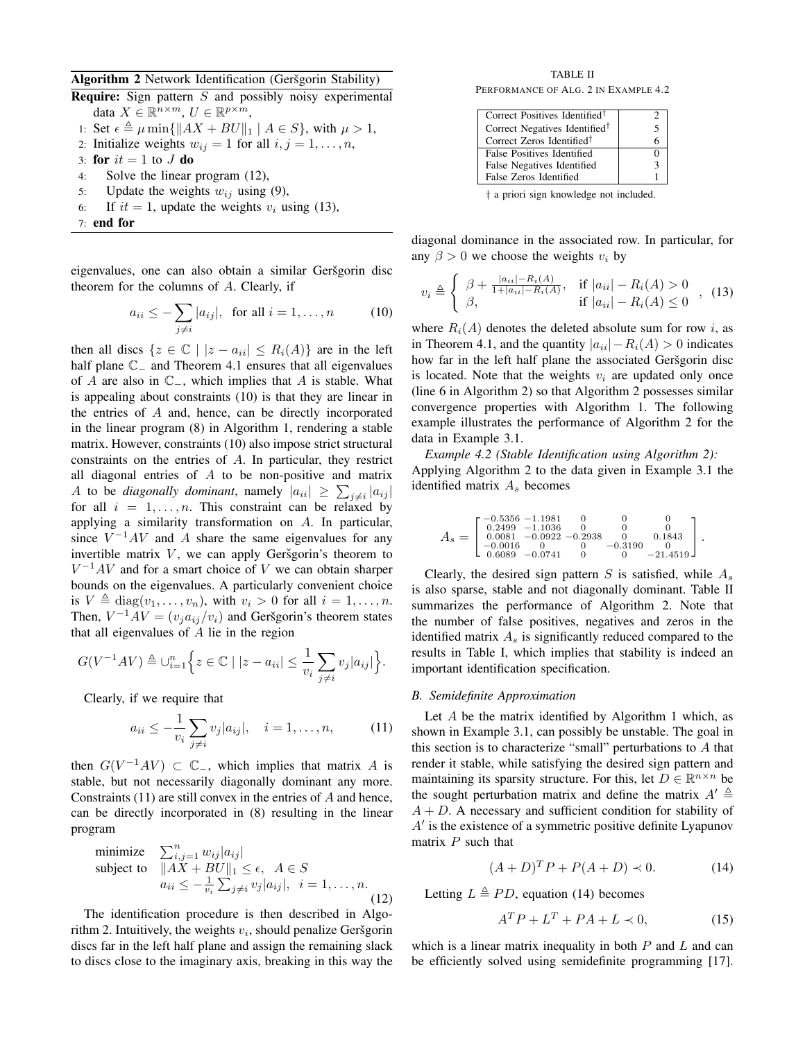**Algorithm 2** Network Identification (Geršgorin Stability)

**Require:** Sign pattern $S$ and possibly noisy experimental data $X \in \mathbb{R}^{n\times m}$, $U \in \mathbb{R}^{p\times m}$,

1: Set $\epsilon \triangleq \mu \min\{\|AX + BU\|_1 \mid A \in S\}$, with $\mu > 1$,
2: Initialize weights $w_{ij} = 1$ for all $i, j = 1, \ldots, n$,
3: **for** $it = 1$ to $J$ **do**
4: Solve the linear program (12),
5: Update the weights $w_{ij}$ using (9),
6: If $it = 1$, update the weights $v_i$ using (13),
7: **end for**

eigenvalues, one can also obtain a similar Geršgorin disc theorem for the columns of $A$. Clearly, if

$$a_{ii} \leq -\sum_{j\neq i} |a_{ij}|, \text{ for all } i = 1, \ldots, n \tag{10}$$

then all discs $\{z \in \mathbb{C} \mid |z - a_{ii}| \leq R_i(A)\}$ are in the left half plane $\mathbb{C}_-$ and Theorem 4.1 ensures that all eigenvalues of $A$ are also in $\mathbb{C}_-$, which implies that $A$ is stable. What is appealing about constraints (10) is that they are linear in the entries of $A$ and, hence, can be directly incorporated in the linear program (8) in Algorithm 1, rendering a stable matrix. However, constraints (10) also impose strict structural constraints on the entries of $A$. In particular, they restrict all diagonal entries of $A$ to be non-positive and matrix $A$ to be *diagonally dominant*, namely $|a_{ii}| \geq \sum_{j\neq i} |a_{ij}|$ for all $i = 1, \ldots, n$. This constraint can be relaxed by applying a similarity transformation on $A$. In particular, since $V^{-1}AV$ and $A$ share the same eigenvalues for any invertible matrix $V$, we can apply Geršgorin's theorem to $V^{-1}AV$ and for a smart choice of $V$ we can obtain sharper bounds on the eigenvalues. A particularly convenient choice is $V \triangleq \text{diag}(v_1, \ldots, v_n)$, with $v_i > 0$ for all $i = 1, \ldots, n$. Then, $V^{-1}AV = (v_j a_{ij}/v_i)$ and Geršgorin's theorem states that all eigenvalues of $A$ lie in the region

$$G(V^{-1}AV) \triangleq \cup_{i=1}^n \Big\{ z \in \mathbb{C} \mid |z - a_{ii}| \leq \frac{1}{v_i}\sum_{j\neq i} v_j |a_{ij}| \Big\}.$$

Clearly, if we require that

$$a_{ii} \leq -\frac{1}{v_i}\sum_{j\neq i} v_j |a_{ij}|, \quad i = 1, \ldots, n, \tag{11}$$

then $G(V^{-1}AV) \subset \mathbb{C}_-$, which implies that matrix $A$ is stable, but not necessarily diagonally dominant any more. Constraints (11) are still convex in the entries of $A$ and hence, can be directly incorporated in (8) resulting in the linear program

$$\begin{array}{ll} \text{minimize} & \sum_{i,j=1}^n w_{ij}|a_{ij}| \\ \text{subject to} & \|AX + BU\|_1 \leq \epsilon, \ \ A \in S \\ & a_{ii} \leq -\frac{1}{v_i}\sum_{j\neq i} v_j |a_{ij}|, \ \ i = 1, \ldots, n. \end{array} \tag{12}$$

The identification procedure is then described in Algorithm 2. Intuitively, the weights $v_i$, should penalize Geršgorin discs far in the left half plane and assign the remaining slack to discs close to the imaginary axis, breaking in this way the diagonal dominance in the associated row. In particular, for any $\beta > 0$ we choose the weights $v_i$ by

$$v_i \triangleq \begin{cases} \beta + \frac{|a_{ii}| - R_i(A)}{1 + |a_{ii}| - R_i(A)}, & \text{if } |a_{ii}| - R_i(A) > 0 \\ \beta, & \text{if } |a_{ii}| - R_i(A) \leq 0 \end{cases}, \tag{13}$$

where $R_i(A)$ denotes the deleted absolute sum for row $i$, as in Theorem 4.1, and the quantity $|a_{ii}| - R_i(A) > 0$ indicates how far in the left half plane the associated Geršgorin disc is located. Note that the weights $v_i$ are updated only once (line 6 in Algorithm 2) so that Algorithm 2 possesses similar convergence properties with Algorithm 1. The following example illustrates the performance of Algorithm 2 for the data in Example 3.1.

*Example 4.2 (Stable Identification using Algorithm 2):* Applying Algorithm 2 to the data given in Example 3.1 the identified matrix $A_s$ becomes

$$A_s = \begin{bmatrix} -0.5356 & -1.1981 & 0 & 0 & 0 \\ 0.2499 & -1.1036 & 0 & 0 & 0 \\ 0.0081 & -0.0922 & -0.2938 & 0 & 0.1843 \\ -0.0016 & 0 & 0 & -0.3190 & 0 \\ 0.6089 & -0.0741 & 0 & 0 & -21.4519 \end{bmatrix}.$$

Clearly, the desired sign pattern $S$ is satisfied, while $A_s$ is also sparse, stable and not diagonally dominant. Table II summarizes the performance of Algorithm 2. Note that the number of false positives, negatives and zeros in the identified matrix $A_s$ is significantly reduced compared to the results in Table I, which implies that stability is indeed an important identification specification.

TABLE II
PERFORMANCE OF ALG. 2 IN EXAMPLE 4.2

| | |
|---|---|
| Correct Positives Identified† | 2 |
| Correct Negatives Identified† | 5 |
| Correct Zeros Identified† | 6 |
| False Positives Identified | 0 |
| False Negatives Identified | 3 |
| False Zeros Identified | 1 |

† a priori sign knowledge not included.

### B. Semidefinite Approximation

Let $A$ be the matrix identified by Algorithm 1 which, as shown in Example 3.1, can possibly be unstable. The goal in this section is to characterize "small" perturbations to $A$ that render it stable, while satisfying the desired sign pattern and maintaining its sparsity structure. For this, let $D \in \mathbb{R}^{n\times n}$ be the sought perturbation matrix and define the matrix $A' \triangleq A + D$. A necessary and sufficient condition for stability of $A'$ is the existence of a symmetric positive definite Lyapunov matrix $P$ such that

$$(A + D)^T P + P(A + D) \prec 0. \tag{14}$$

Letting $L \triangleq PD$, equation (14) becomes

$$A^T P + L^T + PA + L \prec 0, \tag{15}$$

which is a linear matrix inequality in both $P$ and $L$ and can be efficiently solved using semidefinite programming [17].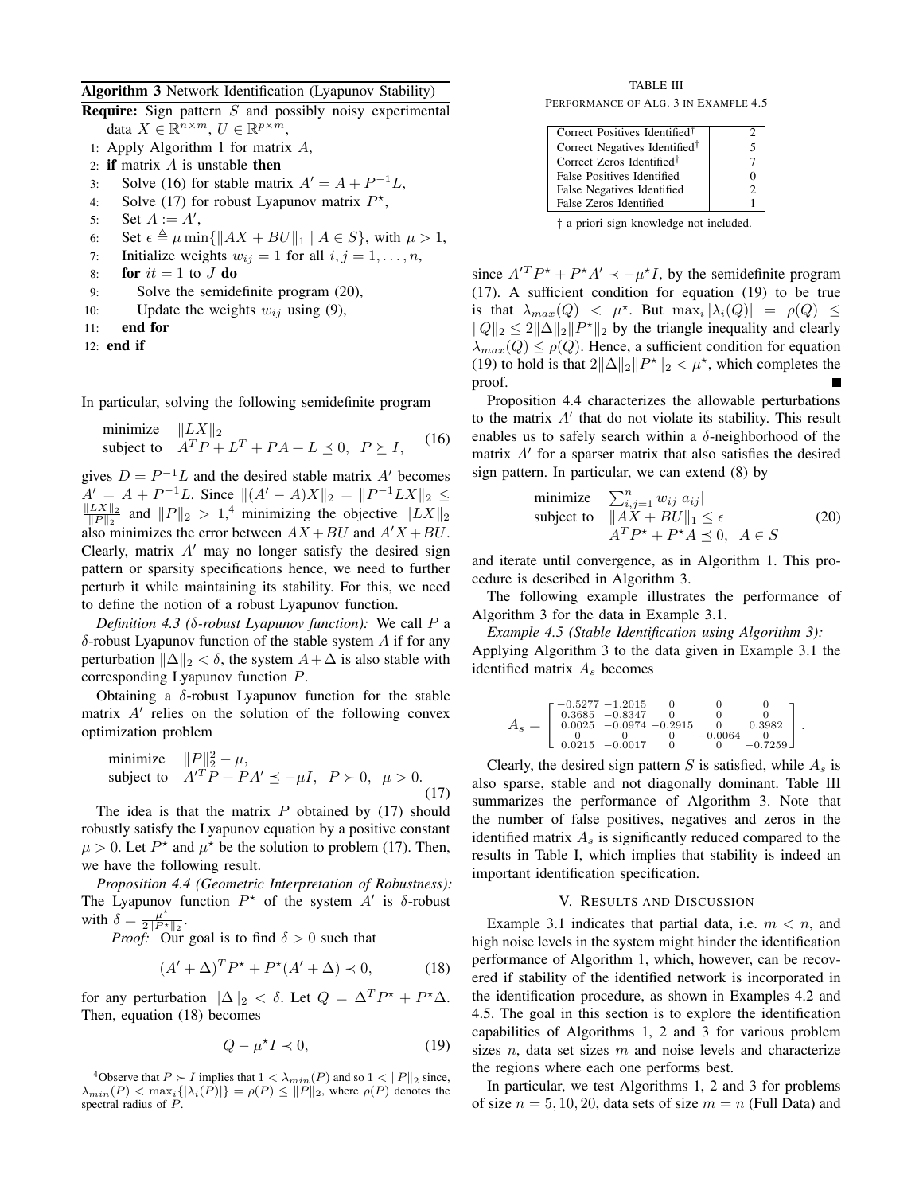**Algorithm 3** Network Identification (Lyapunov Stability)

**Require:** Sign pattern $S$ and possibly noisy experimental data $X \in \mathbb{R}^{n \times m}$, $U \in \mathbb{R}^{p \times m}$,

1: Apply Algorithm 1 for matrix $A$,
2: **if** matrix $A$ is unstable **then**
3: Solve (16) for stable matrix $A' = A + P^{-1}L$,
4: Solve (17) for robust Lyapunov matrix $P^\star$,
5: Set $A := A'$,
6: Set $\epsilon \triangleq \mu \min\{\|AX + BU\|_1 \mid A \in S\}$, with $\mu > 1$,
7: Initialize weights $w_{ij} = 1$ for all $i, j = 1, \ldots, n$,
8: **for** $it = 1$ to $J$ **do**
9: Solve the semidefinite program (20),
10: Update the weights $w_{ij}$ using (9),
11: **end for**
12: **end if**

In particular, solving the following semidefinite program

$$\begin{array}{ll} \text{minimize} & \|LX\|_2 \\ \text{subject to} & A^T P + L^T + PA + L \preceq 0, \;\; P \succeq I, \end{array} \tag{16}$$

gives $D = P^{-1}L$ and the desired stable matrix $A'$ becomes $A' = A + P^{-1}L$. Since $\|(A' - A)X\|_2 = \|P^{-1}LX\|_2 \leq \frac{\|LX\|_2}{\|P\|_2}$ and $\|P\|_2 > 1$,[4] minimizing the objective $\|LX\|_2$ also minimizes the error between $AX + BU$ and $A'X + BU$. Clearly, matrix $A'$ may no longer satisfy the desired sign pattern or sparsity specifications hence, we need to further perturb it while maintaining its stability. For this, we need to define the notion of a robust Lyapunov function.

*Definition 4.3 ($\delta$-robust Lyapunov function):* We call $P$ a $\delta$-robust Lyapunov function of the stable system $A$ if for any perturbation $\|\Delta\|_2 < \delta$, the system $A + \Delta$ is also stable with corresponding Lyapunov function $P$.

Obtaining a $\delta$-robust Lyapunov function for the stable matrix $A'$ relies on the solution of the following convex optimization problem

$$\begin{array}{ll} \text{minimize} & \|P\|_2^2 - \mu, \\ \text{subject to} & A'^T P + PA' \preceq -\mu I, \;\; P \succ 0, \;\; \mu > 0. \end{array} \tag{17}$$

The idea is that the matrix $P$ obtained by (17) should robustly satisfy the Lyapunov equation by a positive constant $\mu > 0$. Let $P^\star$ and $\mu^\star$ be the solution to problem (17). Then, we have the following result.

*Proposition 4.4 (Geometric Interpretation of Robustness):* The Lyapunov function $P^\star$ of the system $A'$ is $\delta$-robust with $\delta = \frac{\mu^\star}{2\|P^\star\|_2}$.

*Proof:* Our goal is to find $\delta > 0$ such that

$$(A' + \Delta)^T P^\star + P^\star(A' + \Delta) \prec 0, \tag{18}$$

for any perturbation $\|\Delta\|_2 < \delta$. Let $Q = \Delta^T P^\star + P^\star \Delta$. Then, equation (18) becomes

$$Q - \mu^\star I \prec 0, \tag{19}$$

since $A'^T P^\star + P^\star A' \prec -\mu^\star I$, by the semidefinite program (17). A sufficient condition for equation (19) to be true is that $\lambda_{max}(Q) < \mu^\star$. But $\max_i |\lambda_i(Q)| = \rho(Q) \leq \|Q\|_2 \leq 2\|\Delta\|_2 \|P^\star\|_2$ by the triangle inequality and clearly $\lambda_{max}(Q) \leq \rho(Q)$. Hence, a sufficient condition for equation (19) to hold is that $2\|\Delta\|_2\|P^\star\|_2 < \mu^\star$, which completes the proof. ■

Proposition 4.4 characterizes the allowable perturbations to the matrix $A'$ that do not violate its stability. This result enables us to safely search within a $\delta$-neighborhood of the matrix $A'$ for a sparser matrix that also satisfies the desired sign pattern. In particular, we can extend (8) by

$$\begin{array}{ll} \text{minimize} & \sum_{i,j=1}^n w_{ij}|a_{ij}| \\ \text{subject to} & \|AX + BU\|_1 \leq \epsilon \\ & A^T P^\star + P^\star A \preceq 0, \;\; A \in S \end{array} \tag{20}$$

and iterate until convergence, as in Algorithm 1. This procedure is described in Algorithm 3.

The following example illustrates the performance of Algorithm 3 for the data in Example 3.1.

*Example 4.5 (Stable Identification using Algorithm 3):* Applying Algorithm 3 to the data given in Example 3.1 the identified matrix $A_s$ becomes

$$A_s = \begin{bmatrix} -0.5277 & -1.2015 & 0 & 0 & 0 \\ 0.3685 & -0.8347 & 0 & 0 & 0 \\ 0.0025 & -0.0974 & -0.2915 & 0 & 0.3982 \\ 0 & 0 & 0 & -0.0064 & 0 \\ 0.0215 & -0.0017 & 0 & 0 & -0.7259 \end{bmatrix}.$$

Clearly, the desired sign pattern $S$ is satisfied, while $A_s$ is also sparse, stable and not diagonally dominant. Table III summarizes the performance of Algorithm 3. Note that the number of false positives, negatives and zeros in the identified matrix $A_s$ is significantly reduced compared to the results in Table I, which implies that stability is indeed an important identification specification.

TABLE III
PERFORMANCE OF ALG. 3 IN EXAMPLE 4.5

| | |
|---|---|
| Correct Positives Identified† | 2 |
| Correct Negatives Identified† | 5 |
| Correct Zeros Identified† | 7 |
| False Positives Identified | 0 |
| False Negatives Identified | 2 |
| False Zeros Identified | 1 |

† a priori sign knowledge not included.

## V. RESULTS AND DISCUSSION

Example 3.1 indicates that partial data, i.e. $m < n$, and high noise levels in the system might hinder the identification performance of Algorithm 1, which, however, can be recovered if stability of the identified network is incorporated in the identification procedure, as shown in Examples 4.2 and 4.5. The goal in this section is to explore the identification capabilities of Algorithms 1, 2 and 3 for various problem sizes $n$, data set sizes $m$ and noise levels and characterize the regions where each one performs best.

In particular, we test Algorithms 1, 2 and 3 for problems of size $n = 5, 10, 20$, data sets of size $m = n$ (Full Data) and

[4] Observe that $P \succ I$ implies that $1 < \lambda_{min}(P)$ and so $1 < \|P\|_2$ since, $\lambda_{min}(P) < \max_i\{|\lambda_i(P)|\} = \rho(P) \leq \|P\|_2$, where $\rho(P)$ denotes the spectral radius of $P$.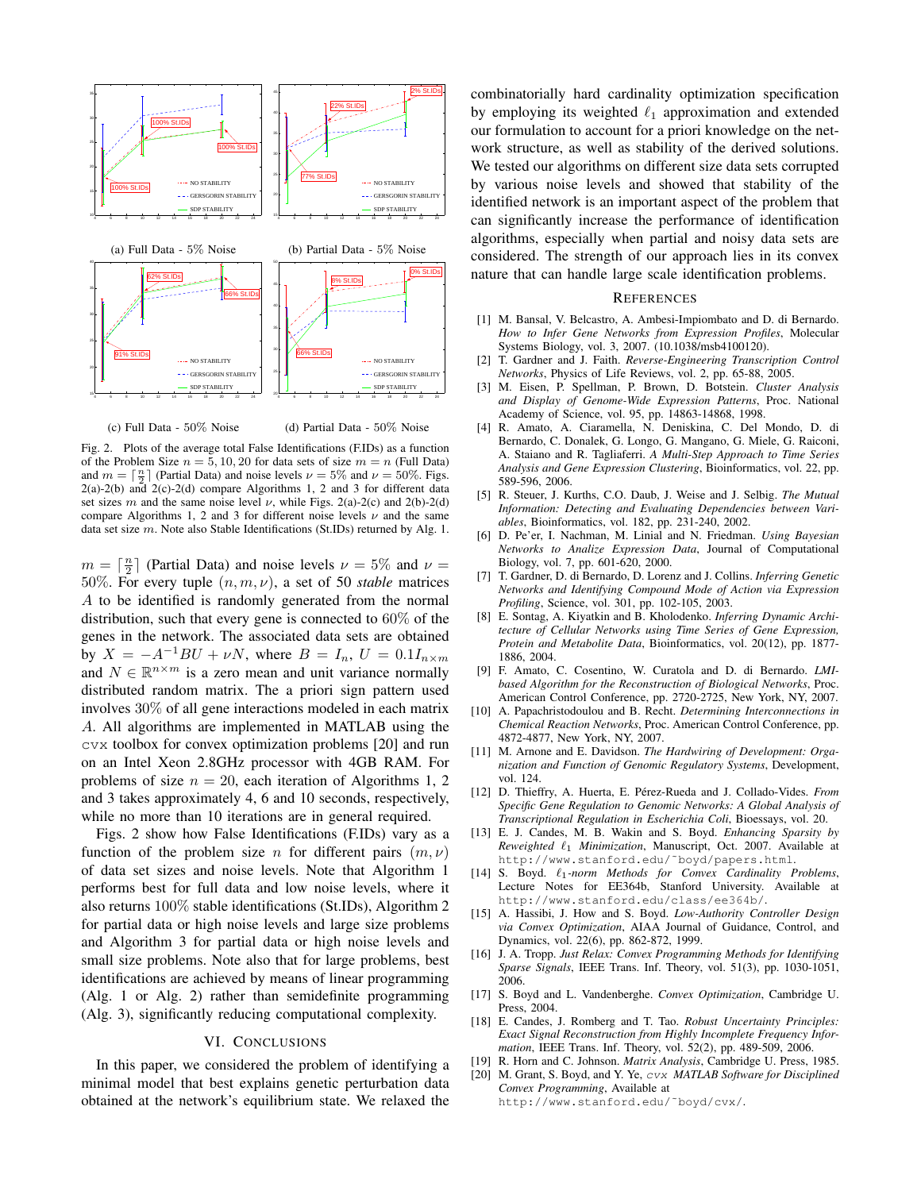100% St.IDs

100% St.IDs

100% St.IDs

NO STABILITY

GERSGORIN STABILITY

SDP STABILITY

(a) Full Data - 5% Noise

2% St.IDs

22% St.IDs

77% St.IDs

NO STABILITY

GERSGORIN STABILITY

SDP STABILITY

(b) Partial Data - 5% Noise

82% St.IDs

66% St.IDs

91% St.IDs

NO STABILITY

GERSGORIN STABILITY

SDP STABILITY

(c) Full Data - 50% Noise

0% St.IDs

8% St.IDs

66% St.IDs

NO STABILITY

GERSGORIN STABILITY

SDP STABILITY

(d) Partial Data - 50% Noise

Fig. 2. Plots of the average total False Identifications (F.IDs) as a function of the Problem Size $n = 5, 10, 20$ for data sets of size $m = n$ (Full Data) and $m = \lceil \frac{n}{2} \rceil$ (Partial Data) and noise levels $\nu = 5\%$ and $\nu = 50\%$. Figs. 2(a)-2(b) and 2(c)-2(d) compare Algorithms 1, 2 and 3 for different data set sizes $m$ and the same noise level $\nu$, while Figs. 2(a)-2(c) and 2(b)-2(d) compare Algorithms 1, 2 and 3 for different noise levels $\nu$ and the same data set size $m$. Note also Stable Identifications (St.IDs) returned by Alg. 1.

$m = \lceil \frac{n}{2} \rceil$ (Partial Data) and noise levels $\nu = 5\%$ and $\nu = 50\%$. For every tuple $(n, m, \nu)$, a set of 50 *stable* matrices $A$ to be identified is randomly generated from the normal distribution, such that every gene is connected to 60% of the genes in the network. The associated data sets are obtained by $X = -A^{-1}BU + \nu N$, where $B = I_n$, $U = 0.1 I_{n \times m}$ and $N \in \mathbb{R}^{n \times m}$ is a zero mean and unit variance normally distributed random matrix. The a priori sign pattern used involves 30% of all gene interactions modeled in each matrix $A$. All algorithms are implemented in MATLAB using the `cvx` toolbox for convex optimization problems [20] and run on an Intel Xeon 2.8GHz processor with 4GB RAM. For problems of size $n = 20$, each iteration of Algorithms 1, 2 and 3 takes approximately 4, 6 and 10 seconds, respectively, while no more than 10 iterations are in general required.

Figs. 2 show how False Identifications (F.IDs) vary as a function of the problem size $n$ for different pairs $(m, \nu)$ of data set sizes and noise levels. Note that Algorithm 1 performs best for full data and low noise levels, where it also returns 100% stable identifications (St.IDs), Algorithm 2 for partial data or high noise levels and large size problems and Algorithm 3 for partial data or high noise levels and small size problems. Note also that for large problems, best identifications are achieved by means of linear programming (Alg. 1 or Alg. 2) rather than semidefinite programming (Alg. 3), significantly reducing computational complexity.

## VI. Conclusions

In this paper, we considered the problem of identifying a minimal model that best explains genetic perturbation data obtained at the network's equilibrium state. We relaxed the combinatorially hard cardinality optimization specification by employing its weighted $\ell_1$ approximation and extended our formulation to account for a priori knowledge on the network structure, as well as stability of the derived solutions. We tested our algorithms on different size data sets corrupted by various noise levels and showed that stability of the identified network is an important aspect of the problem that can significantly increase the performance of identification algorithms, especially when partial and noisy data sets are considered. The strength of our approach lies in its convex nature that can handle large scale identification problems.

## References

[1] M. Bansal, V. Belcastro, A. Ambesi-Impiombato and D. di Bernardo. *How to Infer Gene Networks from Expression Profiles*, Molecular Systems Biology, vol. 3, 2007. (10.1038/msb4100120).

[2] T. Gardner and J. Faith. *Reverse-Engineering Transcription Control Networks*, Physics of Life Reviews, vol. 2, pp. 65-88, 2005.

[3] M. Eisen, P. Spellman, P. Brown, D. Botstein. *Cluster Analysis and Display of Genome-Wide Expression Patterns*, Proc. National Academy of Science, vol. 95, pp. 14863-14868, 1998.

[4] R. Amato, A. Ciaramella, N. Deniskina, C. Del Mondo, D. di Bernardo, C. Donalek, G. Longo, G. Mangano, G. Miele, G. Raiconi, A. Staiano and R. Tagliaferri. *A Multi-Step Approach to Time Series Analysis and Gene Expression Clustering*, Bioinformatics, vol. 22, pp. 589-596, 2006.

[5] R. Steuer, J. Kurths, C.O. Daub, J. Weise and J. Selbig. *The Mutual Information: Detecting and Evaluating Dependencies between Variables*, Bioinformatics, vol. 182, pp. 231-240, 2002.

[6] D. Pe'er, I. Nachman, M. Linial and N. Friedman. *Using Bayesian Networks to Analize Expression Data*, Journal of Computational Biology, vol. 7, pp. 601-620, 2000.

[7] T. Gardner, D. di Bernardo, D. Lorenz and J. Collins. *Inferring Genetic Networks and Identifying Compound Mode of Action via Expression Profiling*, Science, vol. 301, pp. 102-105, 2003.

[8] E. Sontag, A. Kiyatkin and B. Kholodenko. *Inferring Dynamic Architecture of Cellular Networks using Time Series of Gene Expression, Protein and Metabolite Data*, Bioinformatics, vol. 20(12), pp. 1877-1886, 2004.

[9] F. Amato, C. Cosentino, W. Curatola and D. di Bernardo. *LMI-based Algorithm for the Reconstruction of Biological Networks*, Proc. American Control Conference, pp. 2720-2725, New York, NY, 2007.

[10] A. Papachristodoulou and B. Recht. *Determining Interconnections in Chemical Reaction Networks*, Proc. American Control Conference, pp. 4872-4877, New York, NY, 2007.

[11] M. Arnone and E. Davidson. *The Hardwiring of Development: Organization and Function of Genomic Regulatory Systems*, Development, vol. 124.

[12] D. Thieffry, A. Huerta, E. Pérez-Rueda and J. Collado-Vides. *From Specific Gene Regulation to Genomic Networks: A Global Analysis of Transcriptional Regulation in Escherichia Coli*, Bioessays, vol. 20.

[13] E. J. Candes, M. B. Wakin and S. Boyd. *Enhancing Sparsity by Reweighted $\ell_1$ Minimization*, Manuscript, Oct. 2007. Available at `http://www.stanford.edu/~boyd/papers.html`.

[14] S. Boyd. *$\ell_1$-norm Methods for Convex Cardinality Problems*, Lecture Notes for EE364b, Stanford University. Available at `http://www.stanford.edu/class/ee364b/`.

[15] A. Hassibi, J. How and S. Boyd. *Low-Authority Controller Design via Convex Optimization*, AIAA Journal of Guidance, Control, and Dynamics, vol. 22(6), pp. 862-872, 1999.

[16] J. A. Tropp. *Just Relax: Convex Programming Methods for Identifying Sparse Signals*, IEEE Trans. Inf. Theory, vol. 51(3), pp. 1030-1051, 2006.

[17] S. Boyd and L. Vandenberghe. *Convex Optimization*, Cambridge U. Press, 2004.

[18] E. Candes, J. Romberg and T. Tao. *Robust Uncertainty Principles: Exact Signal Reconstruction from Highly Incomplete Frequency Information*, IEEE Trans. Inf. Theory, vol. 52(2), pp. 489-509, 2006.

[19] R. Horn and C. Johnson. *Matrix Analysis*, Cambridge U. Press, 1985.

[20] M. Grant, S. Boyd, and Y. Ye, *`cvx` MATLAB Software for Disciplined Convex Programming*, Available at `http://www.stanford.edu/~boyd/cvx/`.